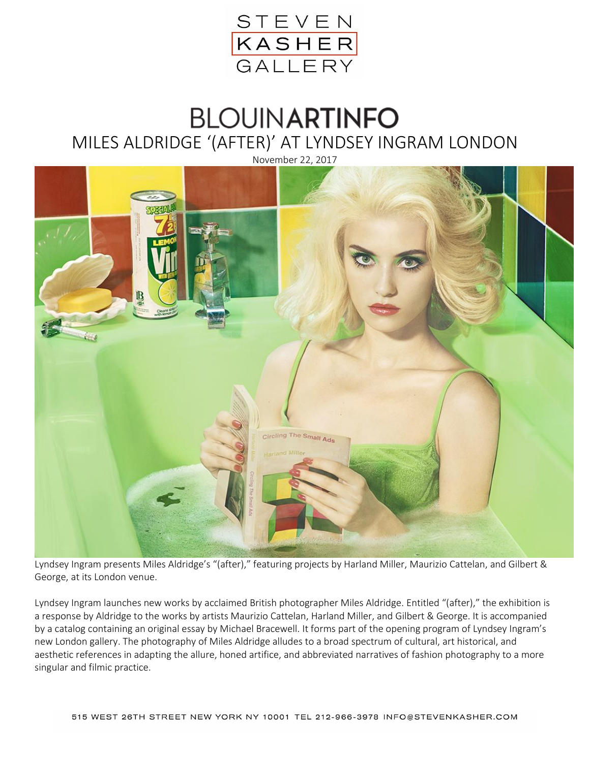STEVEN KASHER GALLERY

BLOUINARTINFO

# MILES ALDRIDGE '(AFTER)' AT LYNDSEY INGRAM LONDON

November 22, 2017

Lyndsey Ingram presents Miles Aldridge's "(after)," featuring projects by Harland Miller, Maurizio Cattelan, and Gilbert & George, at its London venue.

Lyndsey Ingram launches new works by acclaimed British photographer Miles Aldridge. Entitled "(after)," the exhibition is a response by Aldridge to the works by artists Maurizio Cattelan, Harland Miller, and Gilbert & George. It is accompanied by a catalog containing an original essay by Michael Bracewell. It forms part of the opening program of Lyndsey Ingram's new London gallery. The photography of Miles Aldridge alludes to a broad spectrum of cultural, art historical, and aesthetic references in adapting the allure, honed artifice, and abbreviated narratives of fashion photography to a more singular and filmic practice.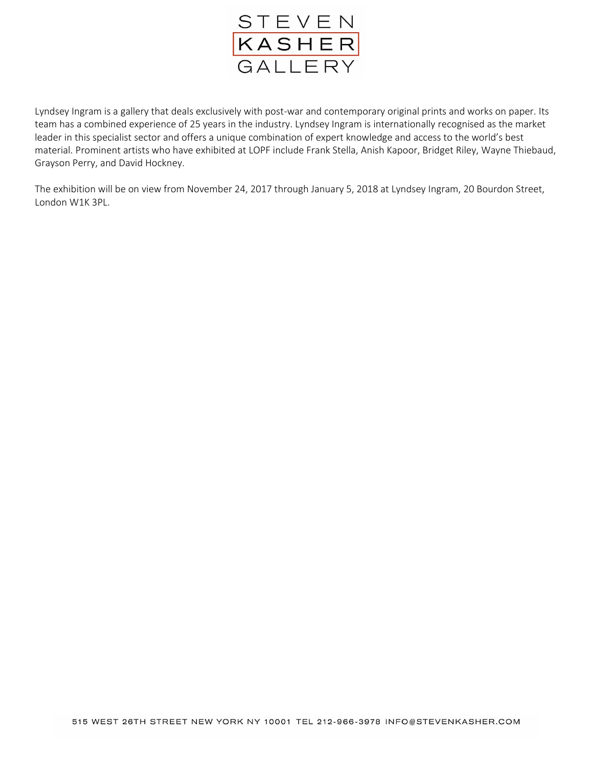Lyndsey Ingram is a gallery that deals exclusively with post-war and contemporary original prints and works on paper. Its team has a combined experience of 25 years in the industry. Lyndsey Ingram is internationally recognised as the market leader in this specialist sector and offers a unique combination of expert knowledge and access to the world's best material. Prominent artists who have exhibited at LOPF include Frank Stella, Anish Kapoor, Bridget Riley, Wayne Thiebaud, Grayson Perry, and David Hockney.

The exhibition will be on view from November 24, 2017 through January 5, 2018 at Lyndsey Ingram, 20 Bourdon Street, London W1K 3PL.